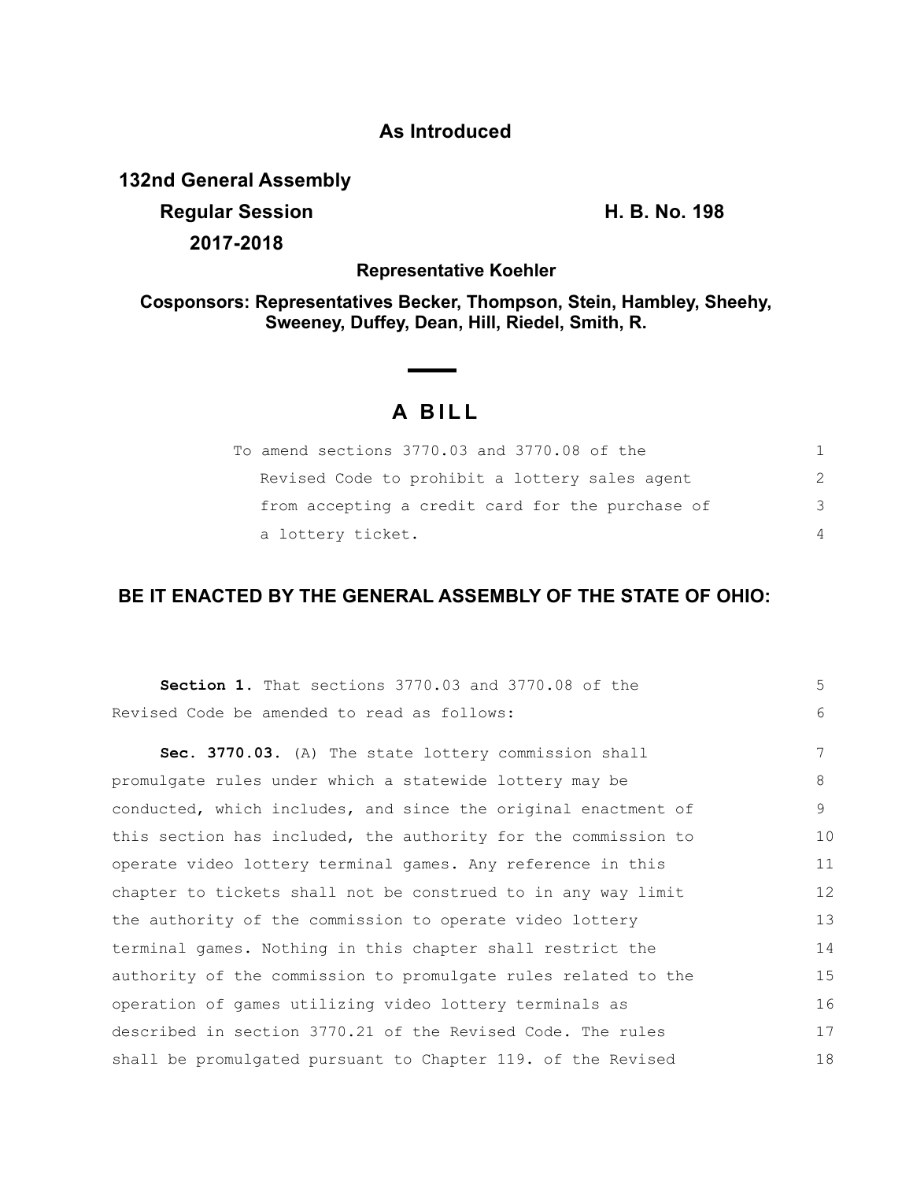## As Introduced

**132nd General Assembly**
**Regular Session** **H. B. No. 198**
**2017-2018**

**Representative Koehler**

**Cosponsors: Representatives Becker, Thompson, Stein, Hambley, Sheehy, Sweeney, Duffey, Dean, Hill, Riedel, Smith, R.**

# A BILL

To amend sections 3770.03 and 3770.08 of the Revised Code to prohibit a lottery sales agent from accepting a credit card for the purchase of a lottery ticket.

## BE IT ENACTED BY THE GENERAL ASSEMBLY OF THE STATE OF OHIO:

**Section 1.** That sections 3770.03 and 3770.08 of the Revised Code be amended to read as follows:

**Sec. 3770.03.** (A) The state lottery commission shall promulgate rules under which a statewide lottery may be conducted, which includes, and since the original enactment of this section has included, the authority for the commission to operate video lottery terminal games. Any reference in this chapter to tickets shall not be construed to in any way limit the authority of the commission to operate video lottery terminal games. Nothing in this chapter shall restrict the authority of the commission to promulgate rules related to the operation of games utilizing video lottery terminals as described in section 3770.21 of the Revised Code. The rules shall be promulgated pursuant to Chapter 119. of the Revised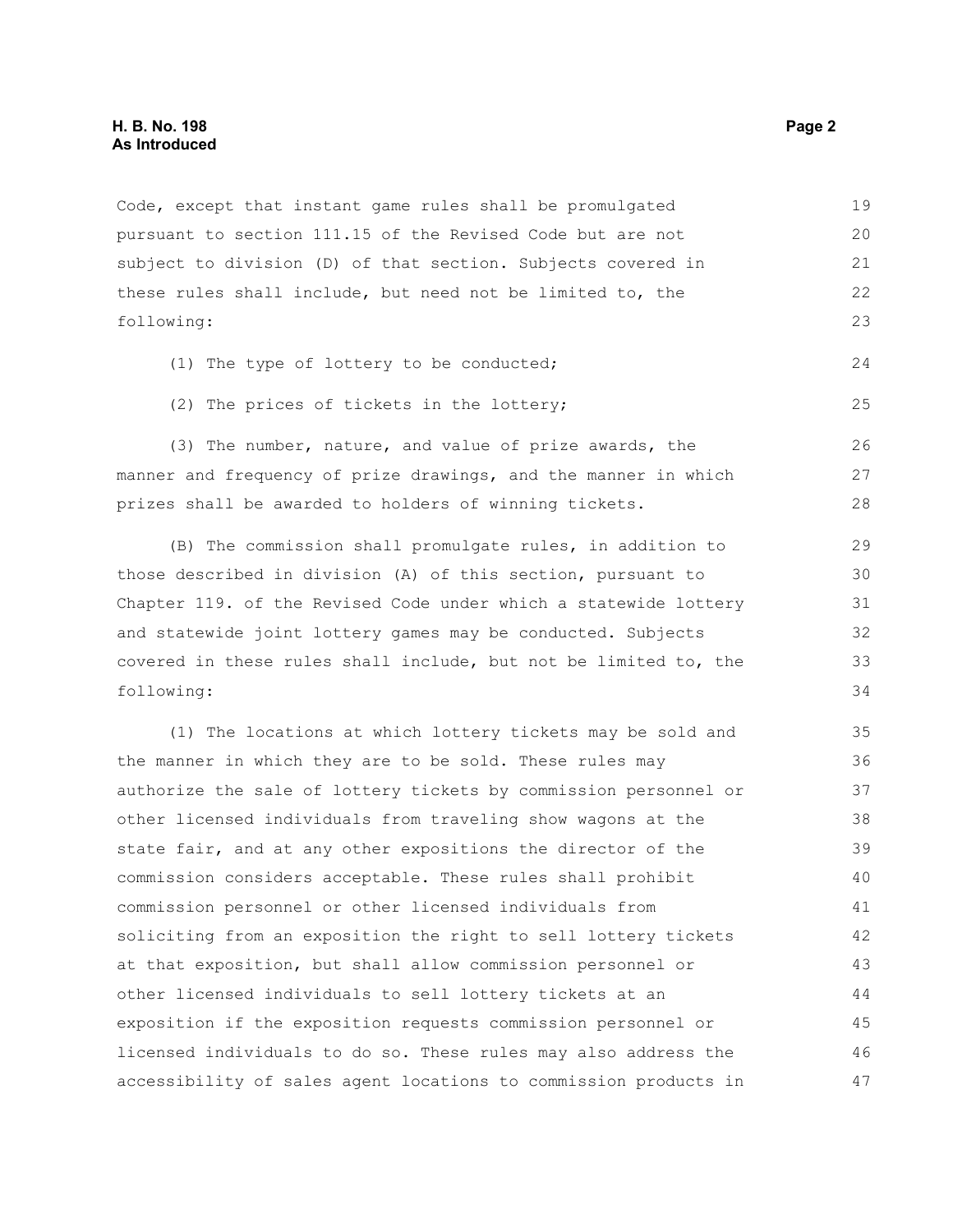Code, except that instant game rules shall be promulgated pursuant to section 111.15 of the Revised Code but are not subject to division (D) of that section. Subjects covered in these rules shall include, but need not be limited to, the following:

(1) The type of lottery to be conducted;

(2) The prices of tickets in the lottery;

(3) The number, nature, and value of prize awards, the manner and frequency of prize drawings, and the manner in which prizes shall be awarded to holders of winning tickets.

(B) The commission shall promulgate rules, in addition to those described in division (A) of this section, pursuant to Chapter 119. of the Revised Code under which a statewide lottery and statewide joint lottery games may be conducted. Subjects covered in these rules shall include, but not be limited to, the following:

(1) The locations at which lottery tickets may be sold and the manner in which they are to be sold. These rules may authorize the sale of lottery tickets by commission personnel or other licensed individuals from traveling show wagons at the state fair, and at any other expositions the director of the commission considers acceptable. These rules shall prohibit commission personnel or other licensed individuals from soliciting from an exposition the right to sell lottery tickets at that exposition, but shall allow commission personnel or other licensed individuals to sell lottery tickets at an exposition if the exposition requests commission personnel or licensed individuals to do so. These rules may also address the accessibility of sales agent locations to commission products in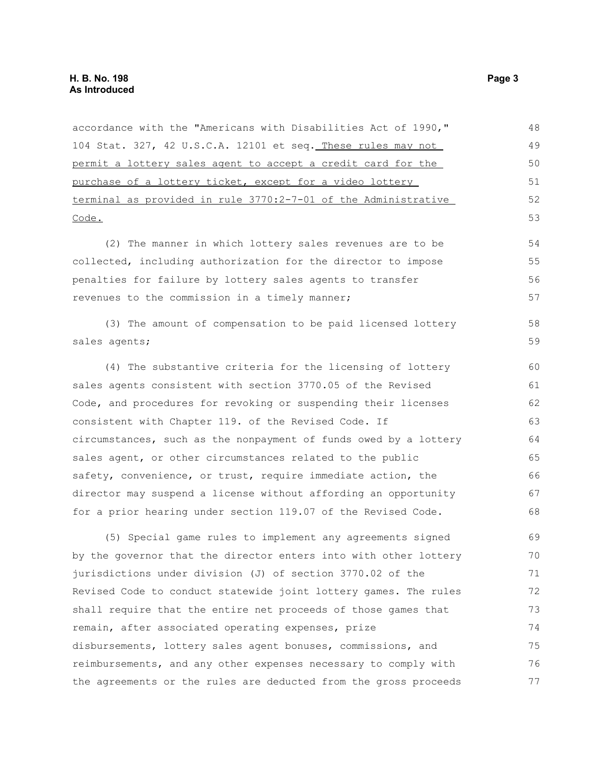accordance with the "Americans with Disabilities Act of 1990," 104 Stat. 327, 42 U.S.C.A. 12101 et seq. <u>These rules may not permit a lottery sales agent to accept a credit card for the purchase of a lottery ticket, except for a video lottery terminal as provided in rule 3770:2-7-01 of the Administrative Code.</u>

(2) The manner in which lottery sales revenues are to be collected, including authorization for the director to impose penalties for failure by lottery sales agents to transfer revenues to the commission in a timely manner;

(3) The amount of compensation to be paid licensed lottery sales agents;

(4) The substantive criteria for the licensing of lottery sales agents consistent with section 3770.05 of the Revised Code, and procedures for revoking or suspending their licenses consistent with Chapter 119. of the Revised Code. If circumstances, such as the nonpayment of funds owed by a lottery sales agent, or other circumstances related to the public safety, convenience, or trust, require immediate action, the director may suspend a license without affording an opportunity for a prior hearing under section 119.07 of the Revised Code.

(5) Special game rules to implement any agreements signed by the governor that the director enters into with other lottery jurisdictions under division (J) of section 3770.02 of the Revised Code to conduct statewide joint lottery games. The rules shall require that the entire net proceeds of those games that remain, after associated operating expenses, prize disbursements, lottery sales agent bonuses, commissions, and reimbursements, and any other expenses necessary to comply with the agreements or the rules are deducted from the gross proceeds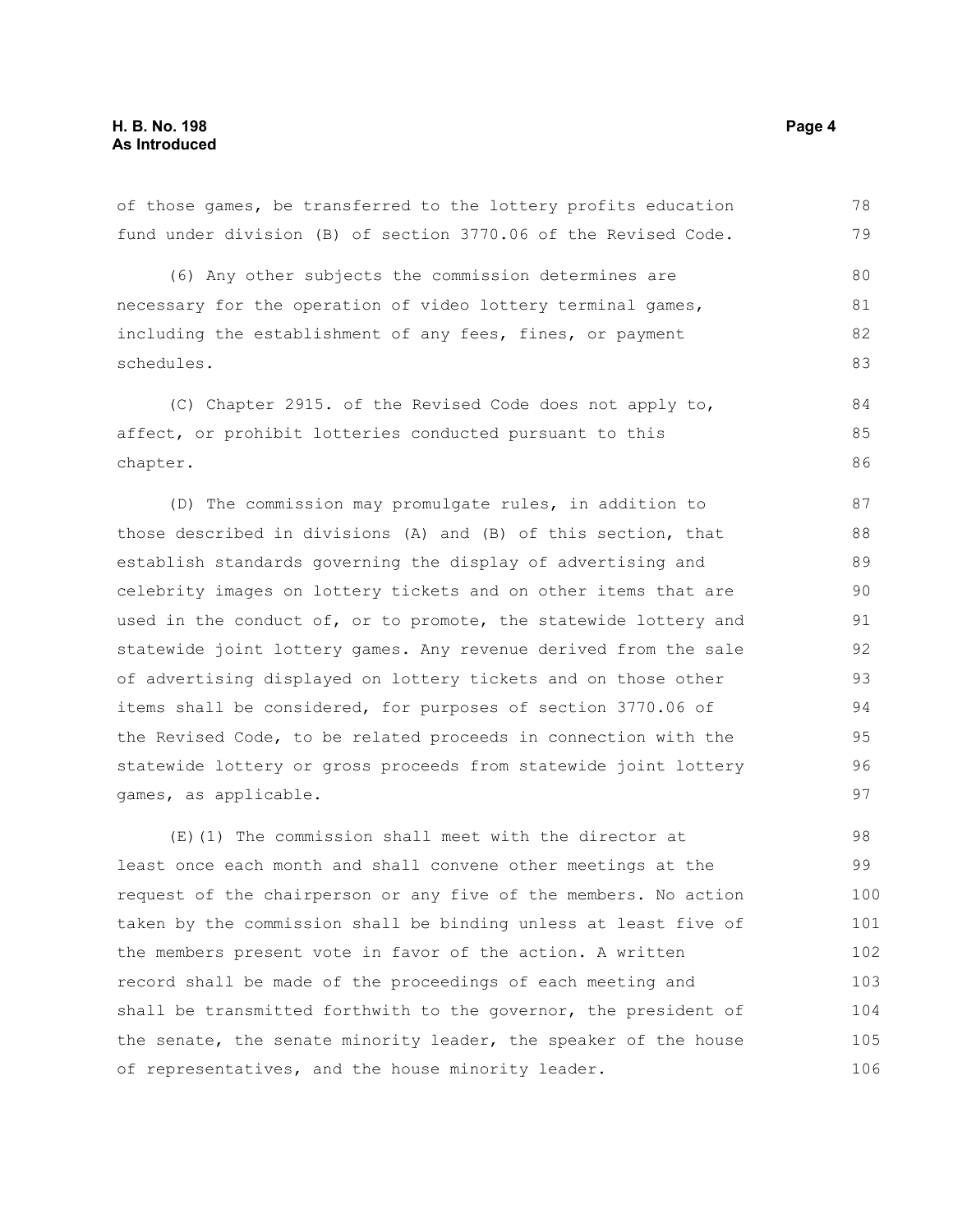of those games, be transferred to the lottery profits education fund under division (B) of section 3770.06 of the Revised Code.

(6) Any other subjects the commission determines are necessary for the operation of video lottery terminal games, including the establishment of any fees, fines, or payment schedules.

(C) Chapter 2915. of the Revised Code does not apply to, affect, or prohibit lotteries conducted pursuant to this chapter.

(D) The commission may promulgate rules, in addition to those described in divisions (A) and (B) of this section, that establish standards governing the display of advertising and celebrity images on lottery tickets and on other items that are used in the conduct of, or to promote, the statewide lottery and statewide joint lottery games. Any revenue derived from the sale of advertising displayed on lottery tickets and on those other items shall be considered, for purposes of section 3770.06 of the Revised Code, to be related proceeds in connection with the statewide lottery or gross proceeds from statewide joint lottery games, as applicable.

(E)(1) The commission shall meet with the director at least once each month and shall convene other meetings at the request of the chairperson or any five of the members. No action taken by the commission shall be binding unless at least five of the members present vote in favor of the action. A written record shall be made of the proceedings of each meeting and shall be transmitted forthwith to the governor, the president of the senate, the senate minority leader, the speaker of the house of representatives, and the house minority leader.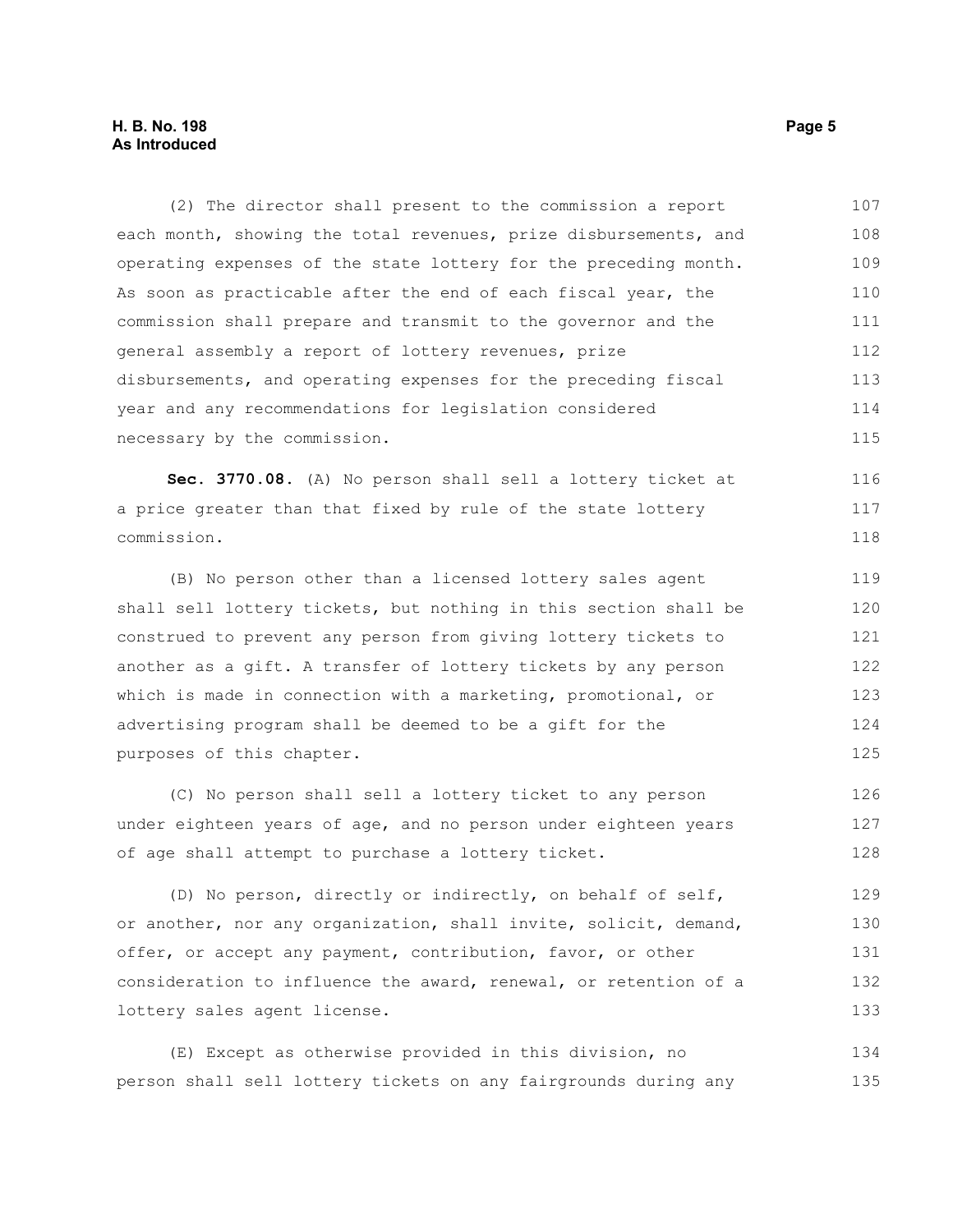(2) The director shall present to the commission a report each month, showing the total revenues, prize disbursements, and operating expenses of the state lottery for the preceding month. As soon as practicable after the end of each fiscal year, the commission shall prepare and transmit to the governor and the general assembly a report of lottery revenues, prize disbursements, and operating expenses for the preceding fiscal year and any recommendations for legislation considered necessary by the commission.

**Sec. 3770.08.** (A) No person shall sell a lottery ticket at a price greater than that fixed by rule of the state lottery commission.

(B) No person other than a licensed lottery sales agent shall sell lottery tickets, but nothing in this section shall be construed to prevent any person from giving lottery tickets to another as a gift. A transfer of lottery tickets by any person which is made in connection with a marketing, promotional, or advertising program shall be deemed to be a gift for the purposes of this chapter.

(C) No person shall sell a lottery ticket to any person under eighteen years of age, and no person under eighteen years of age shall attempt to purchase a lottery ticket.

(D) No person, directly or indirectly, on behalf of self, or another, nor any organization, shall invite, solicit, demand, offer, or accept any payment, contribution, favor, or other consideration to influence the award, renewal, or retention of a lottery sales agent license.

(E) Except as otherwise provided in this division, no person shall sell lottery tickets on any fairgrounds during any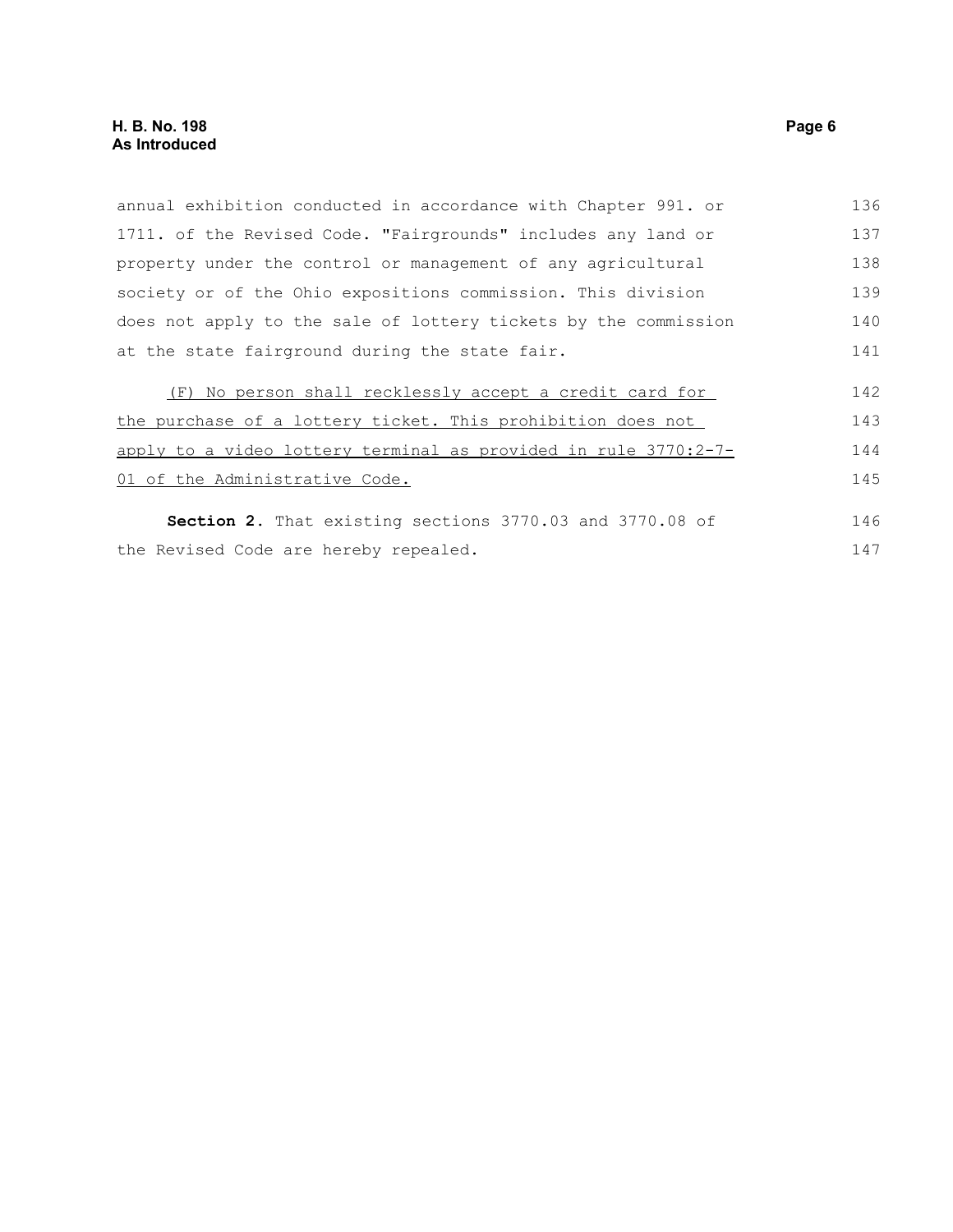annual exhibition conducted in accordance with Chapter 991. or 1711. of the Revised Code. "Fairgrounds" includes any land or property under the control or management of any agricultural society or of the Ohio expositions commission. This division does not apply to the sale of lottery tickets by the commission at the state fairground during the state fair.

<u>(F) No person shall recklessly accept a credit card for the purchase of a lottery ticket. This prohibition does not apply to a video lottery terminal as provided in rule 3770:2-7-01 of the Administrative Code.</u>

**Section 2.** That existing sections 3770.03 and 3770.08 of the Revised Code are hereby repealed.